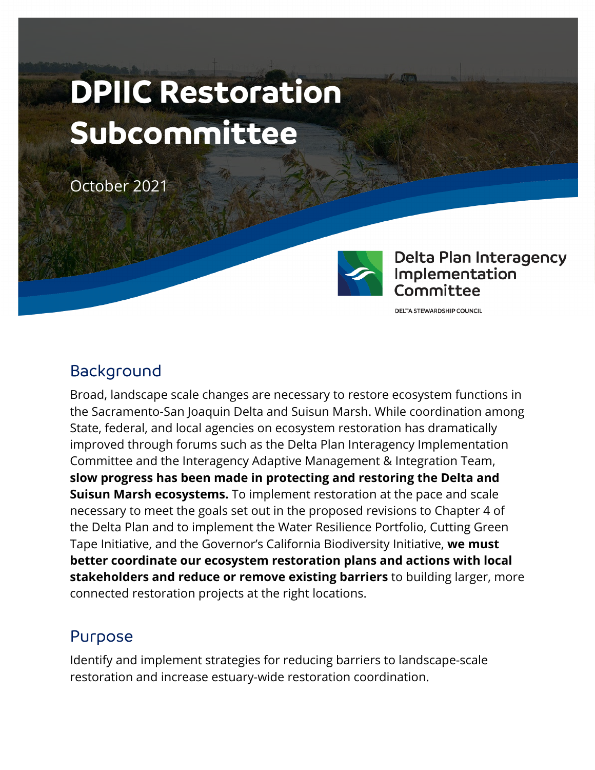# DPIIC Restoration Subcommittee

October 2021

Delta Plan Interagency Implementation Committee

DELTA STEWARDSHIP COUNCIL

## Background

Broad, landscape scale changes are necessary to restore ecosystem functions in the Sacramento-San Joaquin Delta and Suisun Marsh. While coordination among State, federal, and local agencies on ecosystem restoration has dramatically improved through forums such as the Delta Plan Interagency Implementation Committee and the Interagency Adaptive Management & Integration Team, **slow progress has been made in protecting and restoring the Delta and Suisun Marsh ecosystems.** To implement restoration at the pace and scale necessary to meet the goals set out in the proposed revisions to Chapter 4 of the Delta Plan and to implement the Water Resilience Portfolio, Cutting Green Tape Initiative, and the Governor's California Biodiversity Initiative, **we must better coordinate our ecosystem restoration plans and actions with local stakeholders and reduce or remove existing barriers** to building larger, more connected restoration projects at the right locations.

## Purpose

Identify and implement strategies for reducing barriers to landscape-scale restoration and increase estuary-wide restoration coordination.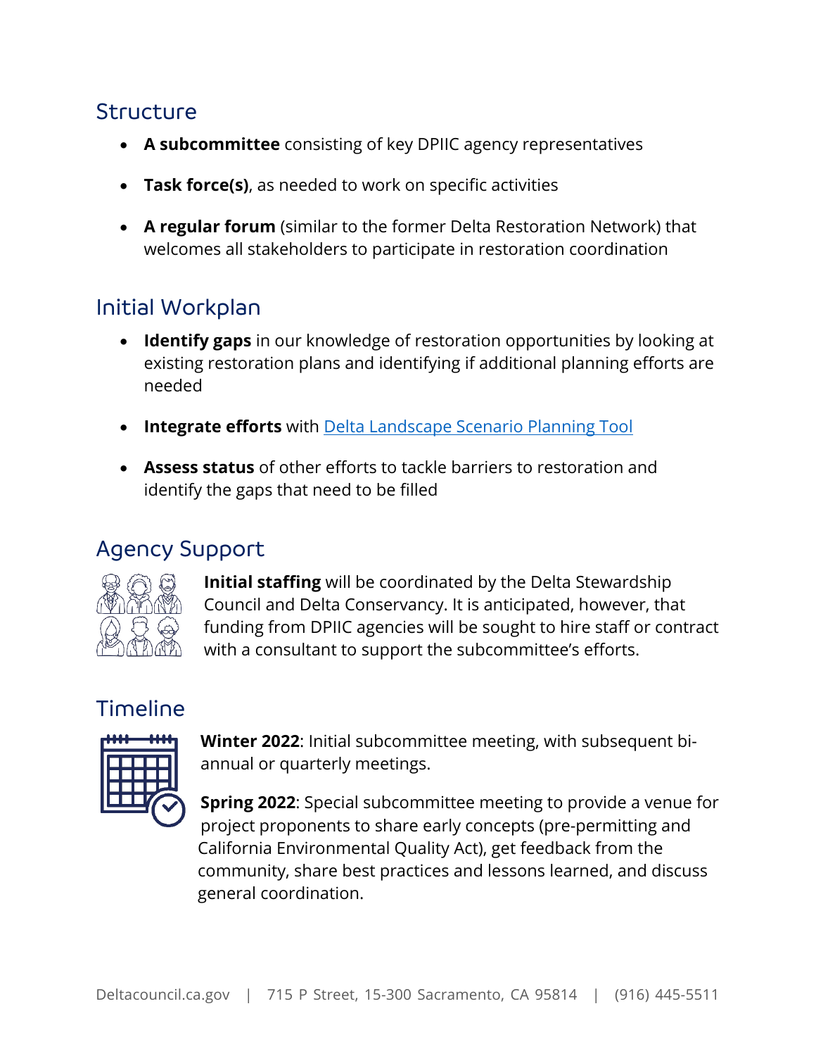## Structure

- **A subcommittee** consisting of key DPIIC agency representatives
- **Task force(s)**, as needed to work on specific activities
- **A regular forum** (similar to the former Delta Restoration Network) that welcomes all stakeholders to participate in restoration coordination

## Initial Workplan

- **Identify gaps** in our knowledge of restoration opportunities by looking at existing restoration plans and identifying if additional planning efforts are needed
- **Integrate efforts** with Delta Landscape Scenario Planning Tool
- **Assess status** of other efforts to tackle barriers to restoration and identify the gaps that need to be filled

## Agency Support

**Initial staffing** will be coordinated by the Delta Stewardship Council and Delta Conservancy. It is anticipated, however, that funding from DPIIC agencies will be sought to hire staff or contract with a consultant to support the subcommittee's efforts.

## Timeline

**Winter 2022**: Initial subcommittee meeting, with subsequent bi-annual or quarterly meetings.

**Spring 2022**: Special subcommittee meeting to provide a venue for project proponents to share early concepts (pre-permitting and California Environmental Quality Act), get feedback from the community, share best practices and lessons learned, and discuss general coordination.

Deltacouncil.ca.gov | 715 P Street, 15-300 Sacramento, CA 95814 | (916) 445-5511